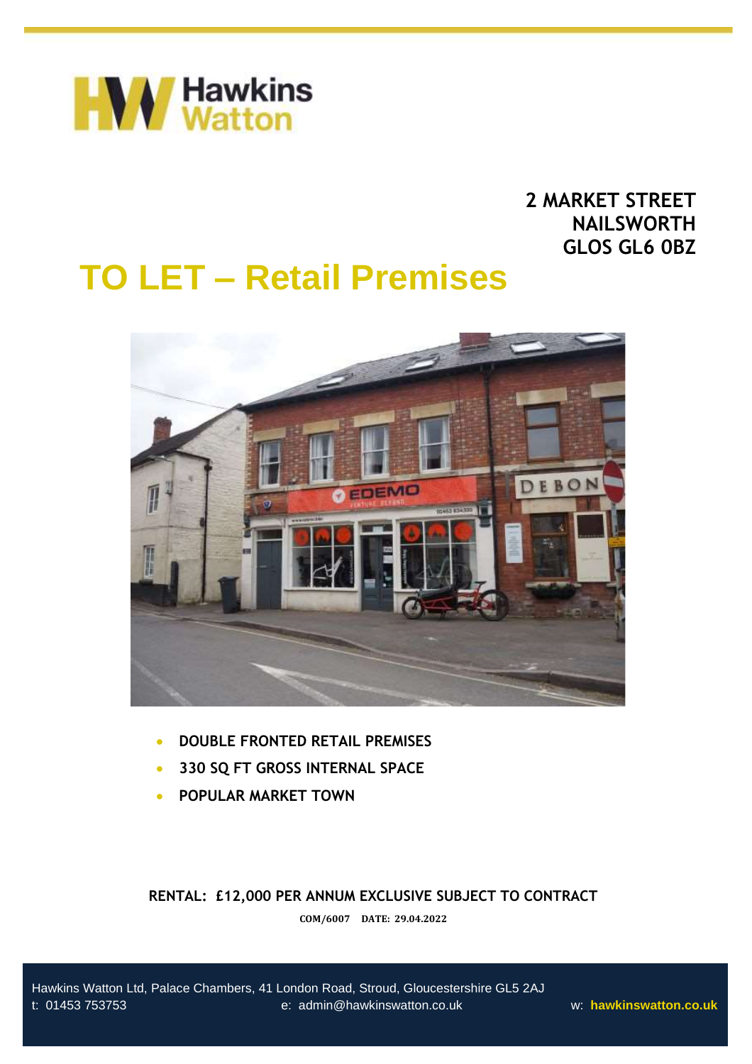Hawkins Watton

**2 MARKET STREET**
**NAILSWORTH**
**GLOS GL6 0BZ**

# TO LET – Retail Premises

- **DOUBLE FRONTED RETAIL PREMISES**
- **330 SQ FT GROSS INTERNAL SPACE**
- **POPULAR MARKET TOWN**

**RENTAL: £12,000 PER ANNUM EXCLUSIVE SUBJECT TO CONTRACT**

**COM/6007 DATE: 29.04.2022**

Hawkins Watton Ltd, Palace Chambers, 41 London Road, Stroud, Gloucestershire GL5 2AJ
t: 01453 753753 e: admin@hawkinswatton.co.uk w: **hawkinswatton.co.uk**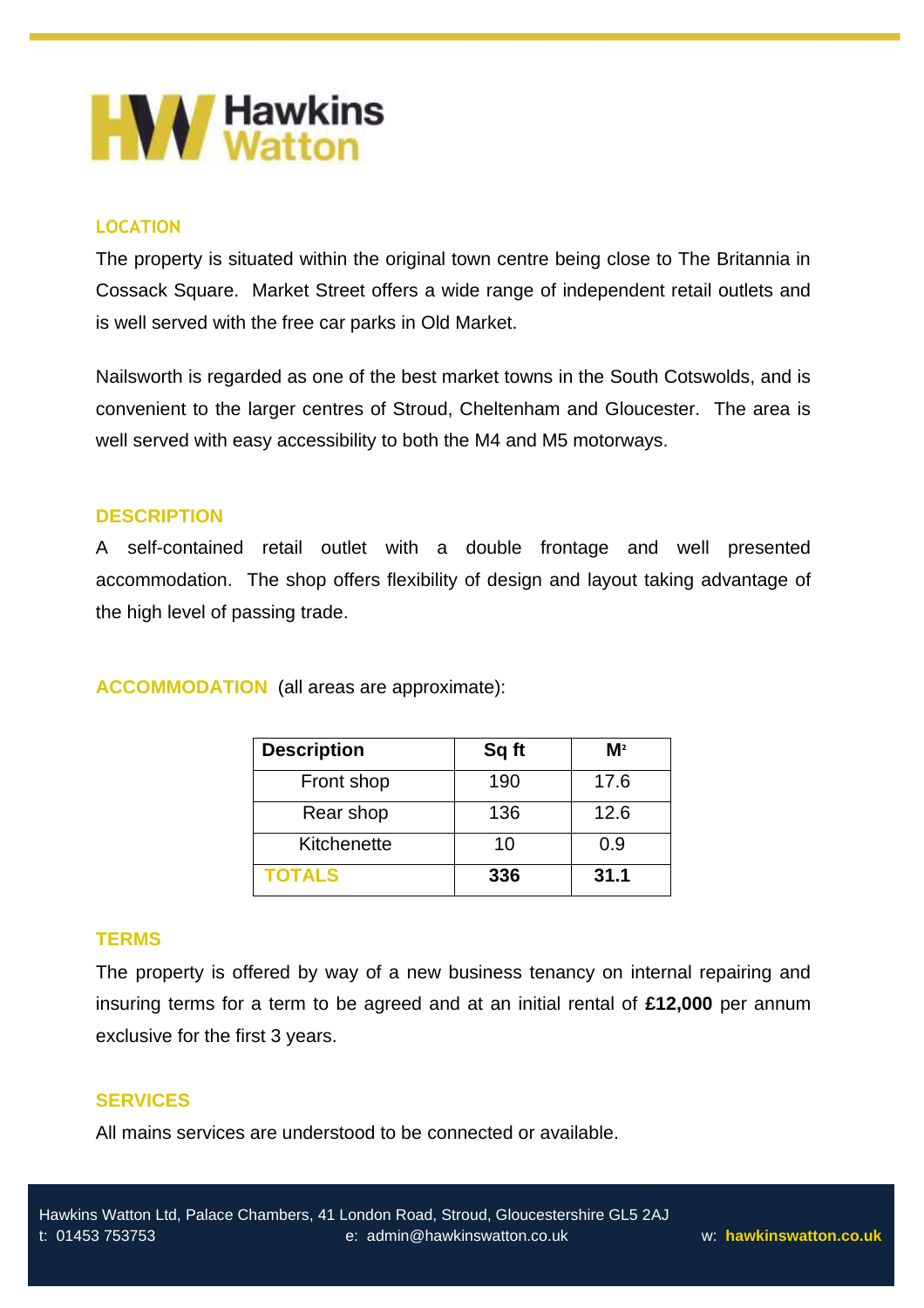## LOCATION

The property is situated within the original town centre being close to The Britannia in Cossack Square. Market Street offers a wide range of independent retail outlets and is well served with the free car parks in Old Market.

Nailsworth is regarded as one of the best market towns in the South Cotswolds, and is convenient to the larger centres of Stroud, Cheltenham and Gloucester. The area is well served with easy accessibility to both the M4 and M5 motorways.

## DESCRIPTION

A self-contained retail outlet with a double frontage and well presented accommodation. The shop offers flexibility of design and layout taking advantage of the high level of passing trade.

## ACCOMMODATION (all areas are approximate):

| Description | Sq ft | M² |
|---|---|---|
| Front shop | 190 | 17.6 |
| Rear shop | 136 | 12.6 |
| Kitchenette | 10 | 0.9 |
| **TOTALS** | **336** | **31.1** |

## TERMS

The property is offered by way of a new business tenancy on internal repairing and insuring terms for a term to be agreed and at an initial rental of **£12,000** per annum exclusive for the first 3 years.

## SERVICES

All mains services are understood to be connected or available.

Hawkins Watton Ltd, Palace Chambers, 41 London Road, Stroud, Gloucestershire GL5 2AJ
t: 01453 753753 e: admin@hawkinswatton.co.uk w: **hawkinswatton.co.uk**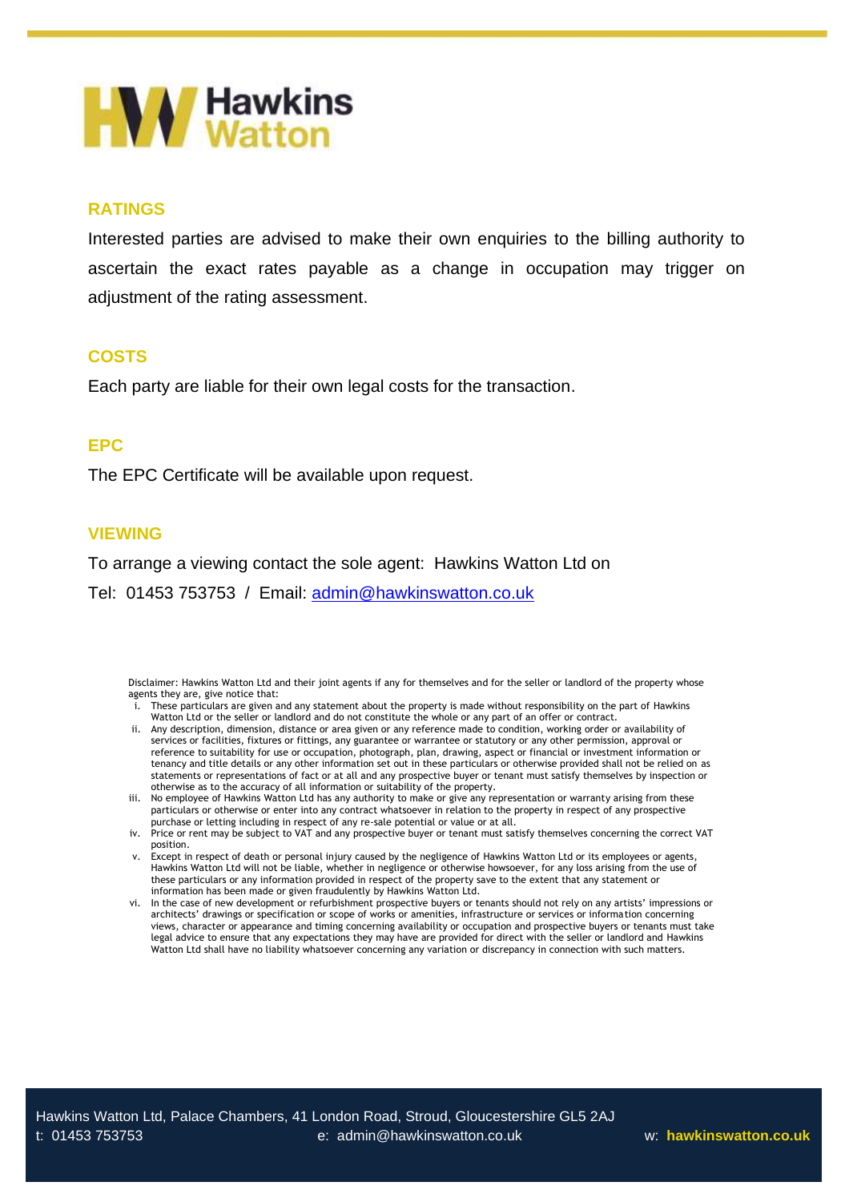## RATINGS

Interested parties are advised to make their own enquiries to the billing authority to ascertain the exact rates payable as a change in occupation may trigger on adjustment of the rating assessment.

## COSTS

Each party are liable for their own legal costs for the transaction.

## EPC

The EPC Certificate will be available upon request.

## VIEWING

To arrange a viewing contact the sole agent: Hawkins Watton Ltd on

Tel: 01453 753753 / Email: admin@hawkinswatton.co.uk

Disclaimer: Hawkins Watton Ltd and their joint agents if any for themselves and for the seller or landlord of the property whose agents they are, give notice that:

i. These particulars are given and any statement about the property is made without responsibility on the part of Hawkins Watton Ltd or the seller or landlord and do not constitute the whole or any part of an offer or contract.
ii. Any description, dimension, distance or area given or any reference made to condition, working order or availability of services or facilities, fixtures or fittings, any guarantee or warrantee or statutory or any other permission, approval or reference to suitability for use or occupation, photograph, plan, drawing, aspect or financial or investment information or tenancy and title details or any other information set out in these particulars or otherwise provided shall not be relied on as statements or representations of fact or at all and any prospective buyer or tenant must satisfy themselves by inspection or otherwise as to the accuracy of all information or suitability of the property.
iii. No employee of Hawkins Watton Ltd has any authority to make or give any representation or warranty arising from these particulars or otherwise or enter into any contract whatsoever in relation to the property in respect of any prospective purchase or letting including in respect of any re-sale potential or value or at all.
iv. Price or rent may be subject to VAT and any prospective buyer or tenant must satisfy themselves concerning the correct VAT position.
v. Except in respect of death or personal injury caused by the negligence of Hawkins Watton Ltd or its employees or agents, Hawkins Watton Ltd will not be liable, whether in negligence or otherwise howsoever, for any loss arising from the use of these particulars or any information provided in respect of the property save to the extent that any statement or information has been made or given fraudulently by Hawkins Watton Ltd.
vi. In the case of new development or refurbishment prospective buyers or tenants should not rely on any artists' impressions or architects' drawings or specification or scope of works or amenities, infrastructure or services or information concerning views, character or appearance and timing concerning availability or occupation and prospective buyers or tenants must take legal advice to ensure that any expectations they may have are provided for direct with the seller or landlord and Hawkins Watton Ltd shall have no liability whatsoever concerning any variation or discrepancy in connection with such matters.

Hawkins Watton Ltd, Palace Chambers, 41 London Road, Stroud, Gloucestershire GL5 2AJ
t: 01453 753753 e: admin@hawkinswatton.co.uk w: **hawkinswatton.co.uk**